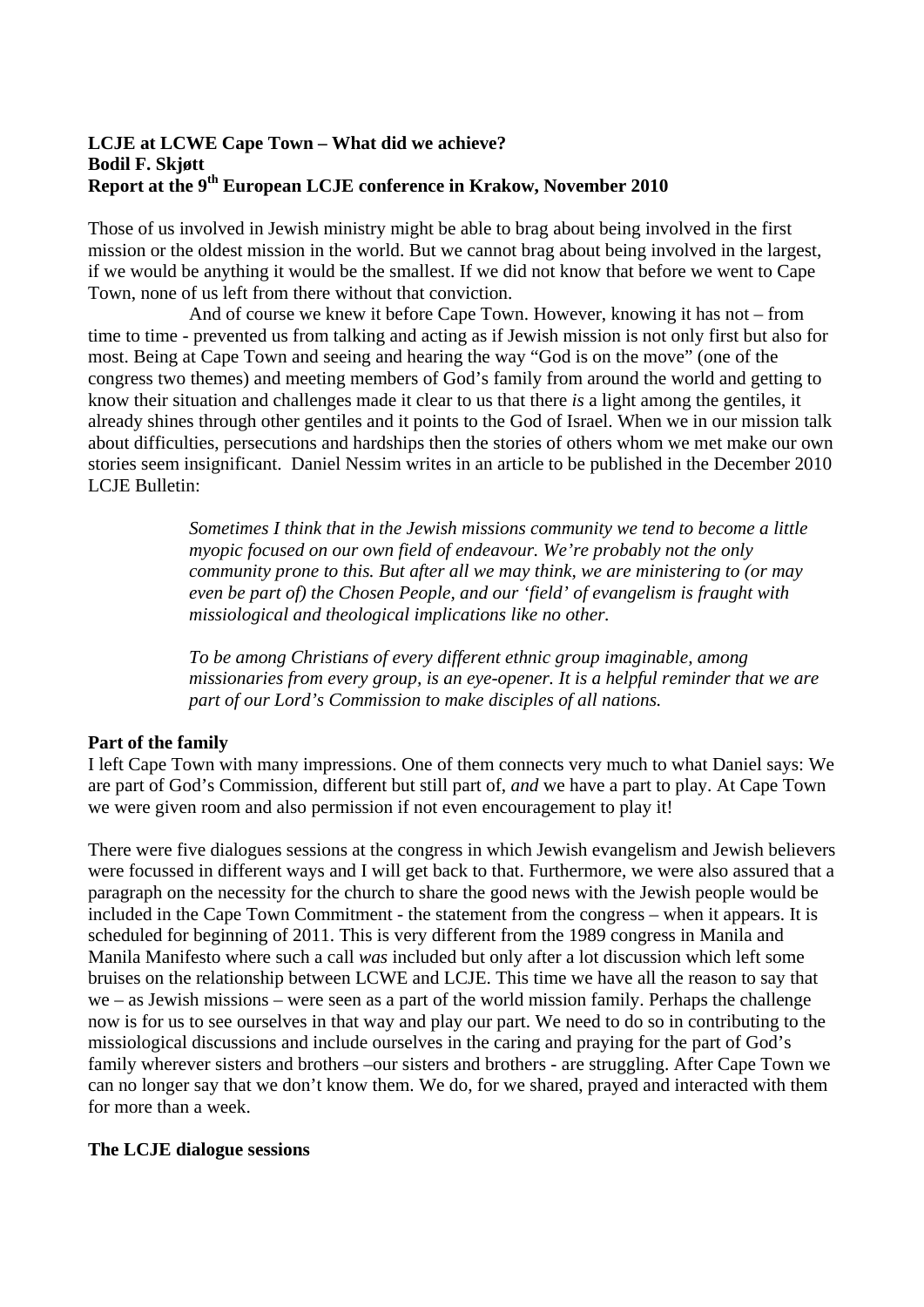**LCJE at LCWE Cape Town – What did we achieve?**
**Bodil F. Skjøtt**
**Report at the 9th European LCJE conference in Krakow, November 2010**

Those of us involved in Jewish ministry might be able to brag about being involved in the first mission or the oldest mission in the world. But we cannot brag about being involved in the largest, if we would be anything it would be the smallest. If we did not know that before we went to Cape Town, none of us left from there without that conviction.

And of course we knew it before Cape Town. However, knowing it has not – from time to time - prevented us from talking and acting as if Jewish mission is not only first but also for most. Being at Cape Town and seeing and hearing the way "God is on the move" (one of the congress two themes) and meeting members of God's family from around the world and getting to know their situation and challenges made it clear to us that there *is* a light among the gentiles, it already shines through other gentiles and it points to the God of Israel. When we in our mission talk about difficulties, persecutions and hardships then the stories of others whom we met make our own stories seem insignificant. Daniel Nessim writes in an article to be published in the December 2010 LCJE Bulletin:

> *Sometimes I think that in the Jewish missions community we tend to become a little myopic focused on our own field of endeavour. We're probably not the only community prone to this. But after all we may think, we are ministering to (or may even be part of) the Chosen People, and our 'field' of evangelism is fraught with missiological and theological implications like no other.*
>
> *To be among Christians of every different ethnic group imaginable, among missionaries from every group, is an eye-opener. It is a helpful reminder that we are part of our Lord's Commission to make disciples of all nations.*

**Part of the family**

I left Cape Town with many impressions. One of them connects very much to what Daniel says: We are part of God's Commission, different but still part of, *and* we have a part to play. At Cape Town we were given room and also permission if not even encouragement to play it!

There were five dialogues sessions at the congress in which Jewish evangelism and Jewish believers were focussed in different ways and I will get back to that. Furthermore, we were also assured that a paragraph on the necessity for the church to share the good news with the Jewish people would be included in the Cape Town Commitment - the statement from the congress – when it appears. It is scheduled for beginning of 2011. This is very different from the 1989 congress in Manila and Manila Manifesto where such a call *was* included but only after a lot discussion which left some bruises on the relationship between LCWE and LCJE. This time we have all the reason to say that we – as Jewish missions – were seen as a part of the world mission family. Perhaps the challenge now is for us to see ourselves in that way and play our part. We need to do so in contributing to the missiological discussions and include ourselves in the caring and praying for the part of God's family wherever sisters and brothers –our sisters and brothers - are struggling. After Cape Town we can no longer say that we don't know them. We do, for we shared, prayed and interacted with them for more than a week.

**The LCJE dialogue sessions**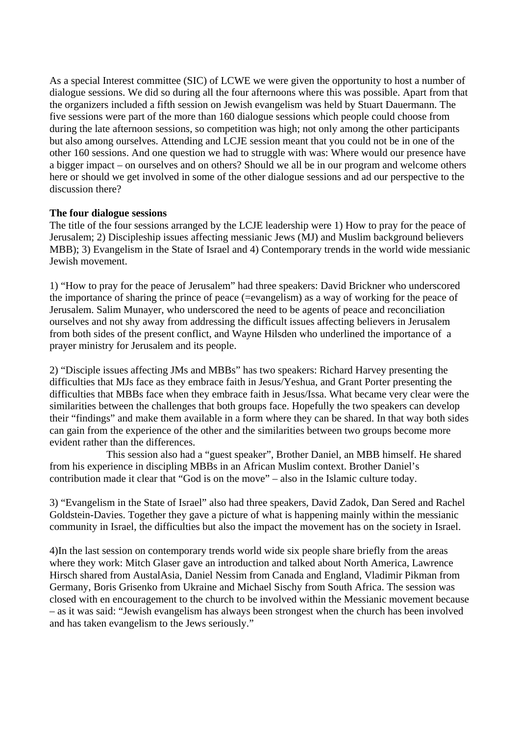As a special Interest committee (SIC) of LCWE we were given the opportunity to host a number of dialogue sessions. We did so during all the four afternoons where this was possible. Apart from that the organizers included a fifth session on Jewish evangelism was held by Stuart Dauermann. The five sessions were part of the more than 160 dialogue sessions which people could choose from during the late afternoon sessions, so competition was high; not only among the other participants but also among ourselves. Attending and LCJE session meant that you could not be in one of the other 160 sessions. And one question we had to struggle with was: Where would our presence have a bigger impact – on ourselves and on others? Should we all be in our program and welcome others here or should we get involved in some of the other dialogue sessions and ad our perspective to the discussion there?

**The four dialogue sessions**

The title of the four sessions arranged by the LCJE leadership were 1) How to pray for the peace of Jerusalem; 2) Discipleship issues affecting messianic Jews (MJ) and Muslim background believers MBB); 3) Evangelism in the State of Israel and 4) Contemporary trends in the world wide messianic Jewish movement.

1) "How to pray for the peace of Jerusalem" had three speakers: David Brickner who underscored the importance of sharing the prince of peace (=evangelism) as a way of working for the peace of Jerusalem. Salim Munayer, who underscored the need to be agents of peace and reconciliation ourselves and not shy away from addressing the difficult issues affecting believers in Jerusalem from both sides of the present conflict, and Wayne Hilsden who underlined the importance of a prayer ministry for Jerusalem and its people.

2) "Disciple issues affecting JMs and MBBs" has two speakers: Richard Harvey presenting the difficulties that MJs face as they embrace faith in Jesus/Yeshua, and Grant Porter presenting the difficulties that MBBs face when they embrace faith in Jesus/Issa. What became very clear were the similarities between the challenges that both groups face. Hopefully the two speakers can develop their "findings" and make them available in a form where they can be shared. In that way both sides can gain from the experience of the other and the similarities between two groups become more evident rather than the differences.

This session also had a "guest speaker", Brother Daniel, an MBB himself. He shared from his experience in discipling MBBs in an African Muslim context. Brother Daniel's contribution made it clear that "God is on the move" – also in the Islamic culture today.

3) "Evangelism in the State of Israel" also had three speakers, David Zadok, Dan Sered and Rachel Goldstein-Davies. Together they gave a picture of what is happening mainly within the messianic community in Israel, the difficulties but also the impact the movement has on the society in Israel.

4)In the last session on contemporary trends world wide six people share briefly from the areas where they work: Mitch Glaser gave an introduction and talked about North America, Lawrence Hirsch shared from AustalAsia, Daniel Nessim from Canada and England, Vladimir Pikman from Germany, Boris Grisenko from Ukraine and Michael Sischy from South Africa. The session was closed with en encouragement to the church to be involved within the Messianic movement because – as it was said: "Jewish evangelism has always been strongest when the church has been involved and has taken evangelism to the Jews seriously."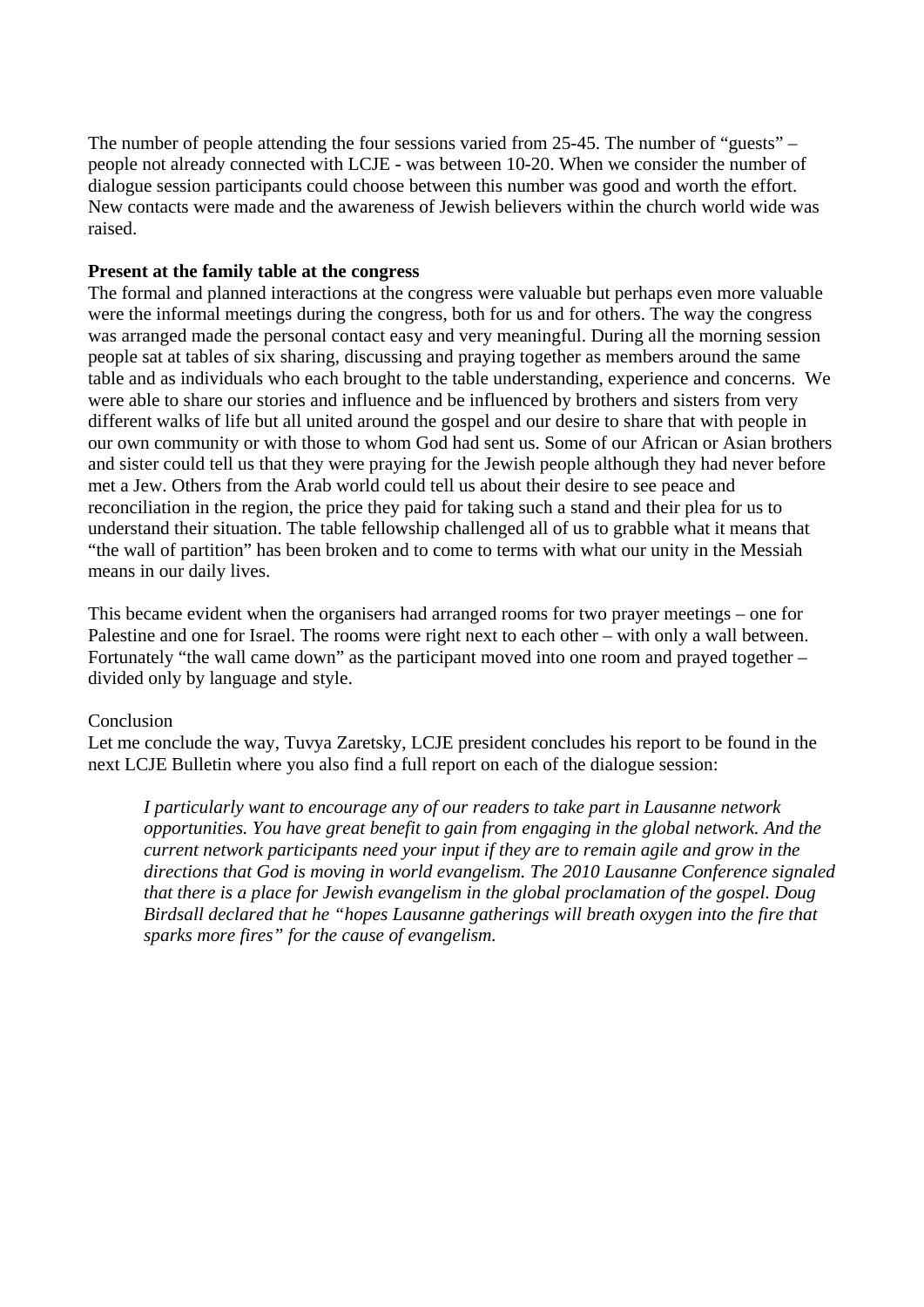The number of people attending the four sessions varied from 25-45. The number of "guests" – people not already connected with LCJE - was between 10-20. When we consider the number of dialogue session participants could choose between this number was good and worth the effort. New contacts were made and the awareness of Jewish believers within the church world wide was raised.

**Present at the family table at the congress**

The formal and planned interactions at the congress were valuable but perhaps even more valuable were the informal meetings during the congress, both for us and for others. The way the congress was arranged made the personal contact easy and very meaningful. During all the morning session people sat at tables of six sharing, discussing and praying together as members around the same table and as individuals who each brought to the table understanding, experience and concerns. We were able to share our stories and influence and be influenced by brothers and sisters from very different walks of life but all united around the gospel and our desire to share that with people in our own community or with those to whom God had sent us. Some of our African or Asian brothers and sister could tell us that they were praying for the Jewish people although they had never before met a Jew. Others from the Arab world could tell us about their desire to see peace and reconciliation in the region, the price they paid for taking such a stand and their plea for us to understand their situation. The table fellowship challenged all of us to grabble what it means that "the wall of partition" has been broken and to come to terms with what our unity in the Messiah means in our daily lives.

This became evident when the organisers had arranged rooms for two prayer meetings – one for Palestine and one for Israel. The rooms were right next to each other – with only a wall between. Fortunately "the wall came down" as the participant moved into one room and prayed together – divided only by language and style.

Conclusion

Let me conclude the way, Tuvya Zaretsky, LCJE president concludes his report to be found in the next LCJE Bulletin where you also find a full report on each of the dialogue session:

> *I particularly want to encourage any of our readers to take part in Lausanne network opportunities. You have great benefit to gain from engaging in the global network. And the current network participants need your input if they are to remain agile and grow in the directions that God is moving in world evangelism. The 2010 Lausanne Conference signaled that there is a place for Jewish evangelism in the global proclamation of the gospel. Doug Birdsall declared that he "hopes Lausanne gatherings will breath oxygen into the fire that sparks more fires" for the cause of evangelism.*